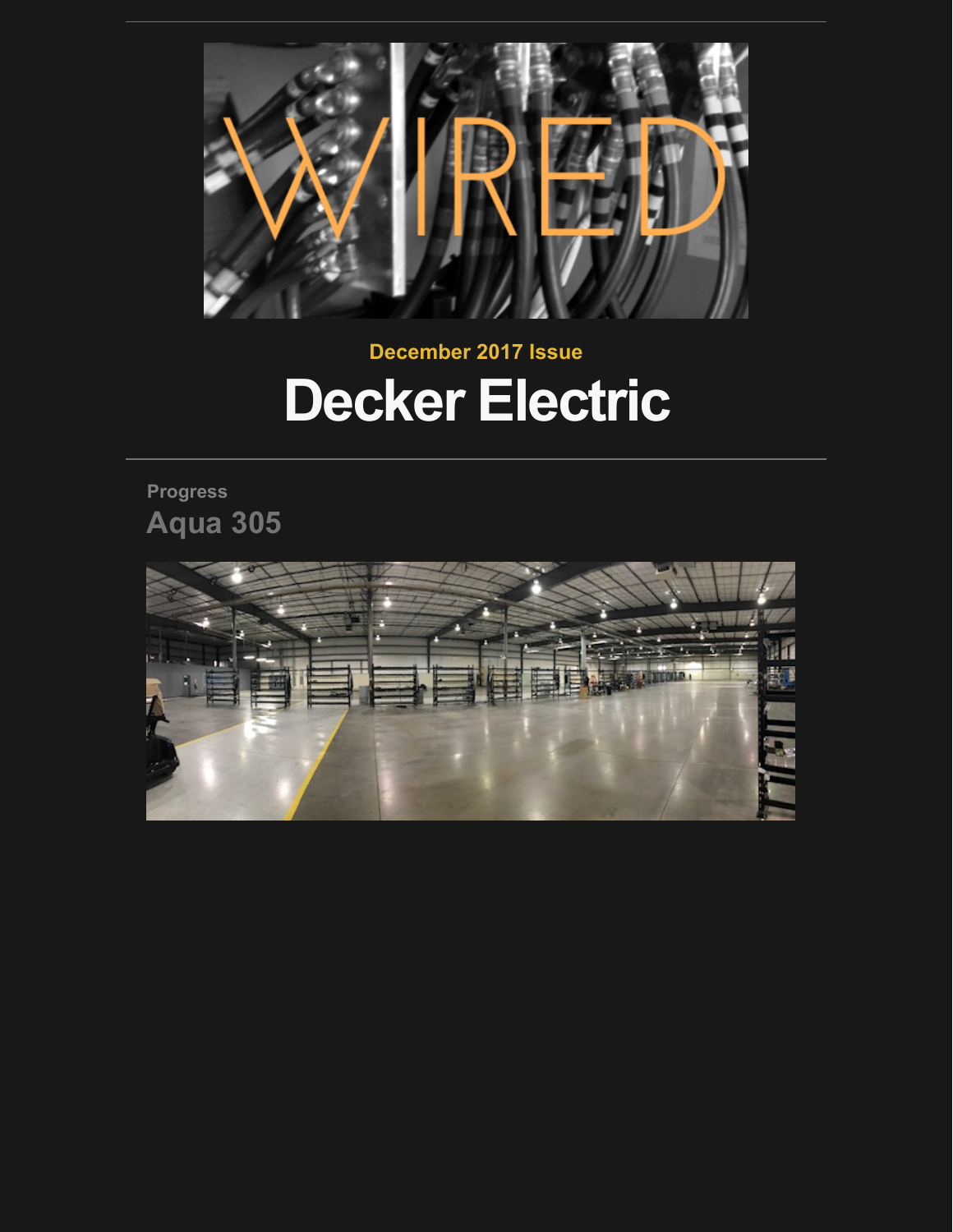WIRED

December 2017 Issue

# Decker Electric

Progress

## Aqua 305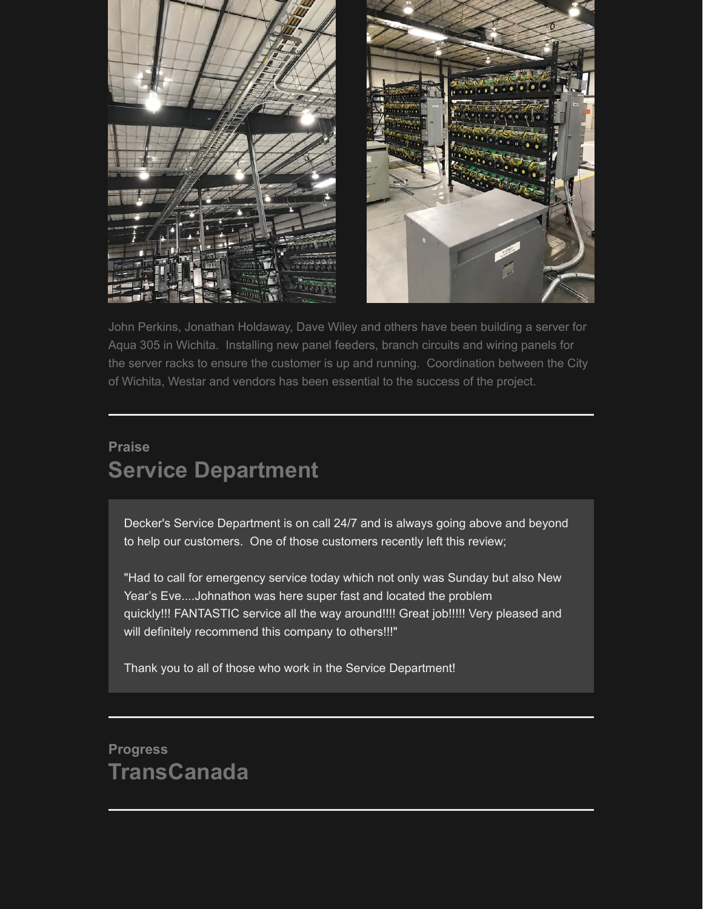John Perkins, Jonathan Holdaway, Dave Wiley and others have been building a server for Aqua 305 in Wichita.  Installing new panel feeders, branch circuits and wiring panels for the server racks to ensure the customer is up and running.  Coordination between the City of Wichita, Westar and vendors has been essential to the success of the project.

---

**Praise**

## Service Department

Decker's Service Department is on call 24/7 and is always going above and beyond to help our customers.  One of those customers recently left this review;

"Had to call for emergency service today which not only was Sunday but also New Year's Eve....Johnathon was here super fast and located the problem quickly!!! FANTASTIC service all the way around!!!! Great job!!!!! Very pleased and will definitely recommend this company to others!!!"

Thank you to all of those who work in the Service Department!

---

**Progress**

## TransCanada

---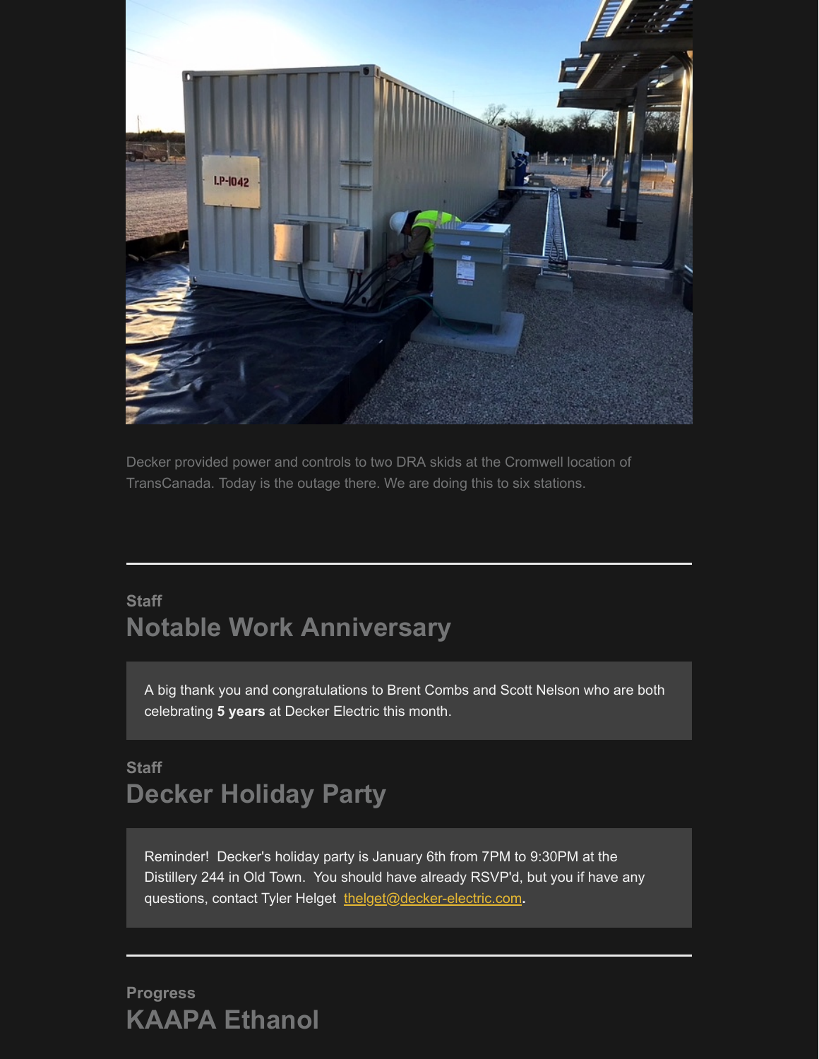Decker provided power and controls to two DRA skids at the Cromwell location of TransCanada. Today is the outage there. We are doing this to six stations.

---

Staff

## Notable Work Anniversary

A big thank you and congratulations to Brent Combs and Scott Nelson who are both celebrating **5 years** at Decker Electric this month.

Staff

## Decker Holiday Party

Reminder! Decker's holiday party is January 6th from 7PM to 9:30PM at the Distillery 244 in Old Town. You should have already RSVP'd, but you if have any questions, contact Tyler Helget thelget@decker-electric.com.

---

Progress

## KAAPA Ethanol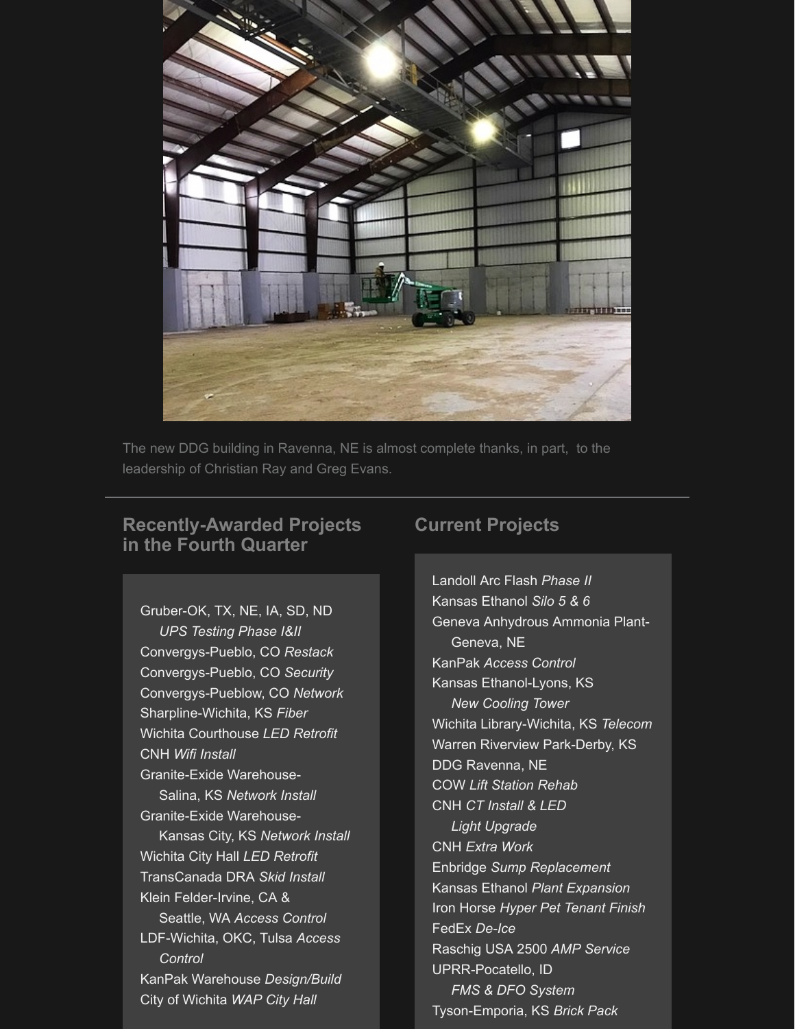The new DDG building in Ravenna, NE is almost complete thanks, in part, to the leadership of Christian Ray and Greg Evans.

---

## Recently-Awarded Projects in the Fourth Quarter

Gruber-OK, TX, NE, IA, SD, ND *UPS Testing Phase I&II*
Convergys-Pueblo, CO *Restack*
Convergys-Pueblo, CO *Security*
Convergys-Pueblow, CO *Network*
Sharpline-Wichita, KS *Fiber*
Wichita Courthouse *LED Retrofit*
CNH *Wifi Install*
Granite-Exide Warehouse-Salina, KS *Network Install*
Granite-Exide Warehouse-Kansas City, KS *Network Install*
Wichita City Hall *LED Retrofit*
TransCanada DRA *Skid Install*
Klein Felder-Irvine, CA & Seattle, WA *Access Control*
LDF-Wichita, OKC, Tulsa *Access Control*
KanPak Warehouse *Design/Build*
City of Wichita *WAP City Hall*

## Current Projects

Landoll Arc Flash *Phase II*
Kansas Ethanol *Silo 5 & 6*
Geneva Anhydrous Ammonia Plant-Geneva, NE
KanPak *Access Control*
Kansas Ethanol-Lyons, KS *New Cooling Tower*
Wichita Library-Wichita, KS *Telecom*
Warren Riverview Park-Derby, KS
DDG Ravenna, NE
COW *Lift Station Rehab*
CNH *CT Install & LED Light Upgrade*
CNH *Extra Work*
Enbridge *Sump Replacement*
Kansas Ethanol *Plant Expansion*
Iron Horse *Hyper Pet Tenant Finish*
FedEx *De-Ice*
Raschig USA 2500 *AMP Service*
UPRR-Pocatello, ID *FMS & DFO System*
Tyson-Emporia, KS *Brick Pack*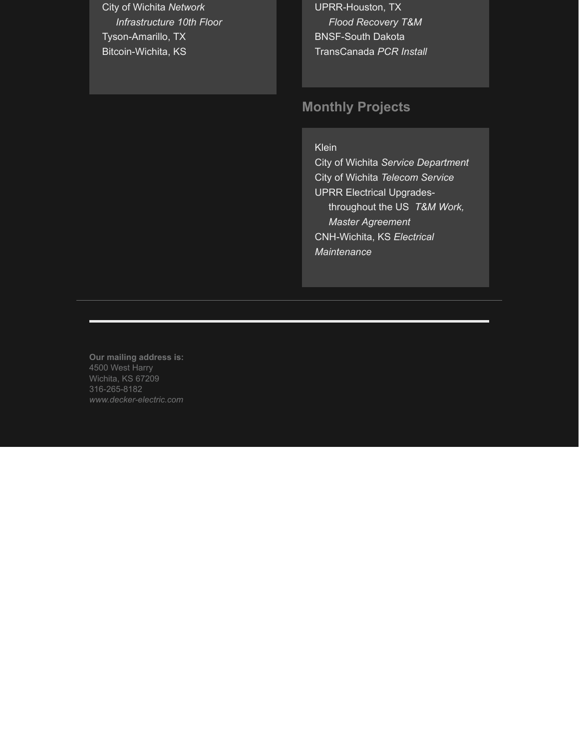City of Wichita *Network Infrastructure 10th Floor*
Tyson-Amarillo, TX
Bitcoin-Wichita, KS

UPRR-Houston, TX *Flood Recovery T&M*
BNSF-South Dakota
TransCanada *PCR Install*

## Monthly Projects

Klein
City of Wichita *Service Department*
City of Wichita *Telecom Service*
UPRR Electrical Upgrades-throughout the US *T&M Work, Master Agreement*
CNH-Wichita, KS *Electrical Maintenance*

---

**Our mailing address is:**
4500 West Harry
Wichita, KS 67209
316-265-8182
*www.decker-electric.com*